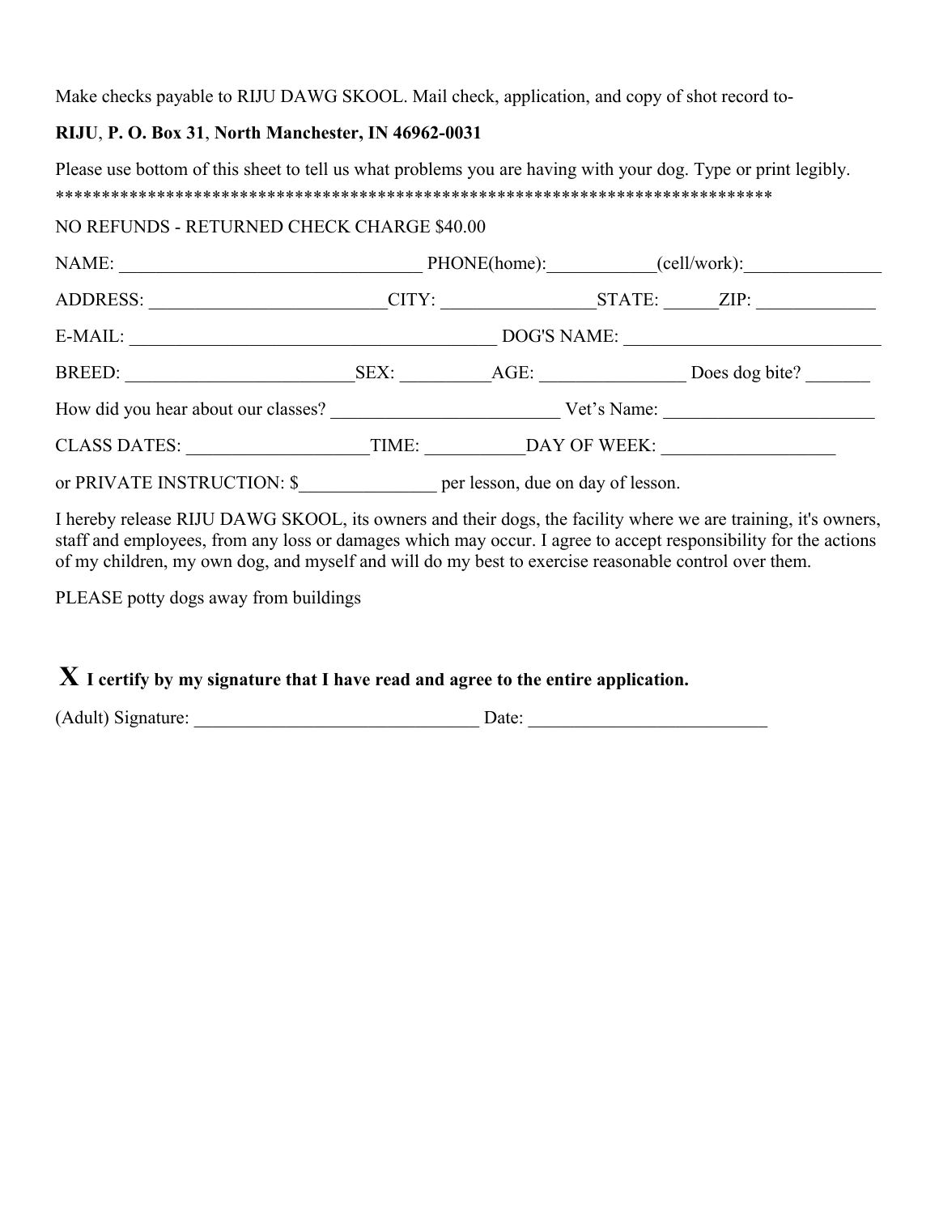Make checks payable to RIJU DAWG SKOOL. Mail check, application, and copy of shot record to-

**RIJU**, **P. O. Box 31**, **North Manchester, IN 46962-0031**

Please use bottom of this sheet to tell us what problems you are having with your dog. Type or print legibly.
********************************************************************************

NO REFUNDS - RETURNED CHECK CHARGE $40.00

NAME: _________________________________ PHONE(home):___________(cell/work):_______________

ADDRESS: __________________________CITY: ________________STATE: ______ZIP: _____________

E-MAIL: _________________________________________ DOG'S NAME: ____________________________

BREED: _________________________SEX: __________AGE: ________________ Does dog bite? _______

How did you hear about our classes? _________________________ Vet's Name: _______________________

CLASS DATES: ___________________TIME: ___________DAY OF WEEK: ___________________

or PRIVATE INSTRUCTION: $_______________ per lesson, due on day of lesson.

I hereby release RIJU DAWG SKOOL, its owners and their dogs, the facility where we are training, it's owners, staff and employees, from any loss or damages which may occur. I agree to accept responsibility for the actions of my children, my own dog, and myself and will do my best to exercise reasonable control over them.

PLEASE potty dogs away from buildings

**X I certify by my signature that I have read and agree to the entire application.**

(Adult) Signature: ________________________________ Date: __________________________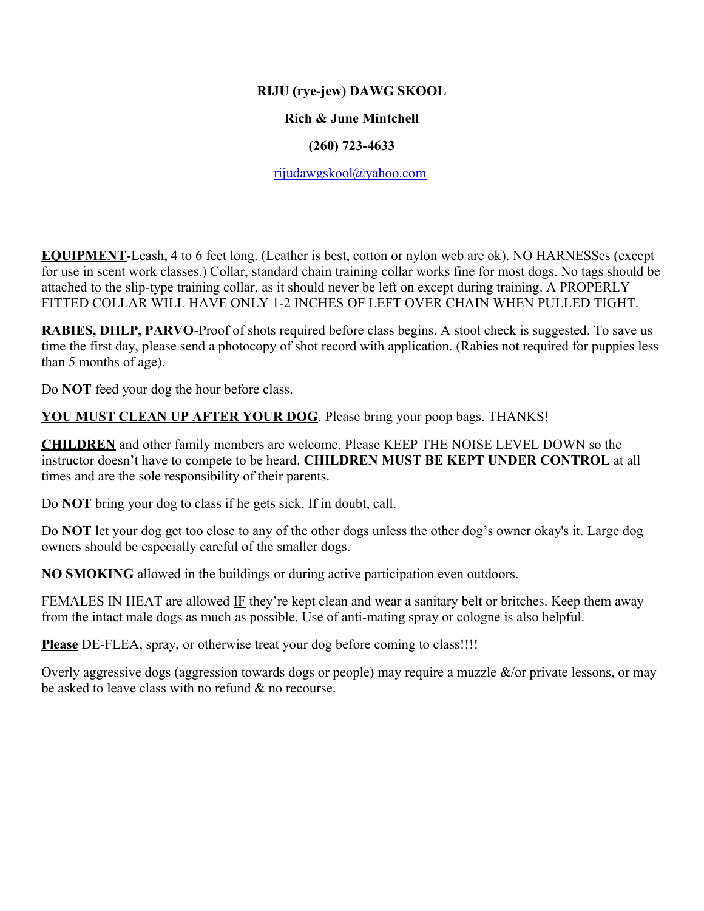**RIJU (rye-jew) DAWG SKOOL**

**Rich & June Mintchell**

**(260) 723-4633**

rijudawgskool@yahoo.com

**EQUIPMENT**-Leash, 4 to 6 feet long. (Leather is best, cotton or nylon web are ok). NO HARNESSes (except for use in scent work classes.) Collar, standard chain training collar works fine for most dogs. No tags should be attached to the slip-type training collar, as it should never be left on except during training. A PROPERLY FITTED COLLAR WILL HAVE ONLY 1-2 INCHES OF LEFT OVER CHAIN WHEN PULLED TIGHT.

**RABIES, DHLP, PARVO**-Proof of shots required before class begins. A stool check is suggested. To save us time the first day, please send a photocopy of shot record with application. (Rabies not required for puppies less than 5 months of age).

Do **NOT** feed your dog the hour before class.

**YOU MUST CLEAN UP AFTER YOUR DOG**. Please bring your poop bags. THANKS!

**CHILDREN** and other family members are welcome. Please KEEP THE NOISE LEVEL DOWN so the instructor doesn't have to compete to be heard. **CHILDREN MUST BE KEPT UNDER CONTROL** at all times and are the sole responsibility of their parents.

Do **NOT** bring your dog to class if he gets sick. If in doubt, call.

Do **NOT** let your dog get too close to any of the other dogs unless the other dog's owner okay's it. Large dog owners should be especially careful of the smaller dogs.

**NO SMOKING** allowed in the buildings or during active participation even outdoors.

FEMALES IN HEAT are allowed IF they're kept clean and wear a sanitary belt or britches. Keep them away from the intact male dogs as much as possible. Use of anti-mating spray or cologne is also helpful.

**Please** DE-FLEA, spray, or otherwise treat your dog before coming to class!!!!

Overly aggressive dogs (aggression towards dogs or people) may require a muzzle &/or private lessons, or may be asked to leave class with no refund & no recourse.